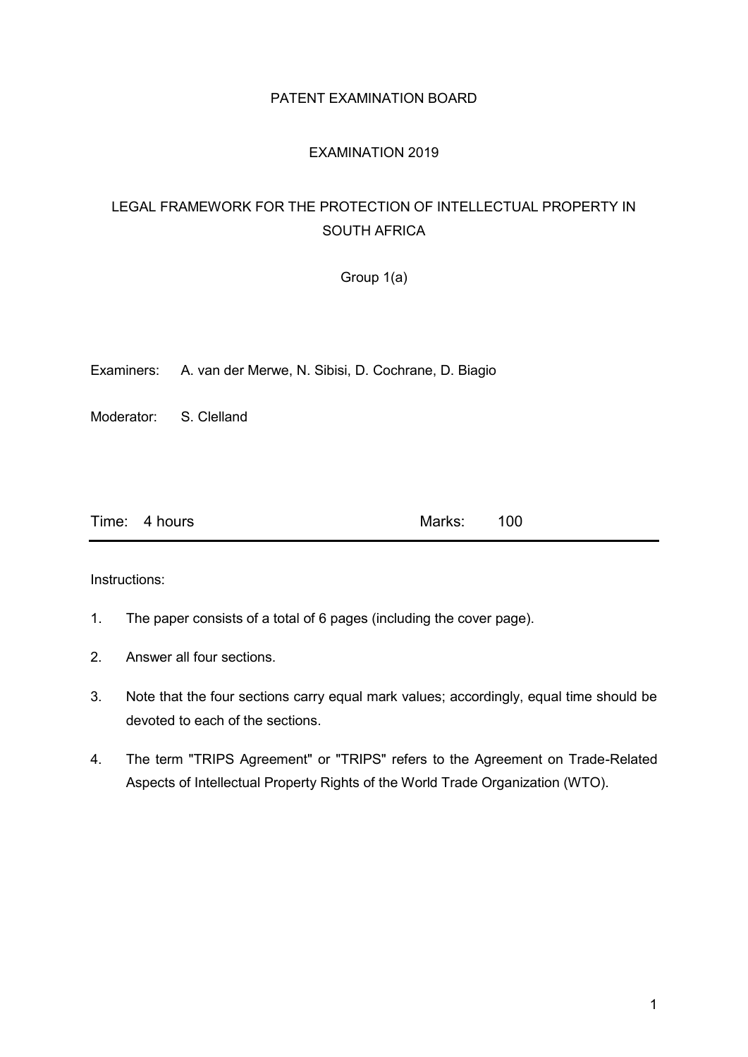# PATENT EXAMINATION BOARD

## EXAMINATION 2019

## LEGAL FRAMEWORK FOR THE PROTECTION OF INTELLECTUAL PROPERTY IN SOUTH AFRICA

Group 1(a)

Examiners: A. van der Merwe, N. Sibisi, D. Cochrane, D. Biagio

Moderator: S. Clelland

Time: 4 hours    Marks: 100

---

Instructions:

1. The paper consists of a total of 6 pages (including the cover page).
2. Answer all four sections.
3. Note that the four sections carry equal mark values; accordingly, equal time should be devoted to each of the sections.
4. The term "TRIPS Agreement" or "TRIPS" refers to the Agreement on Trade-Related Aspects of Intellectual Property Rights of the World Trade Organization (WTO).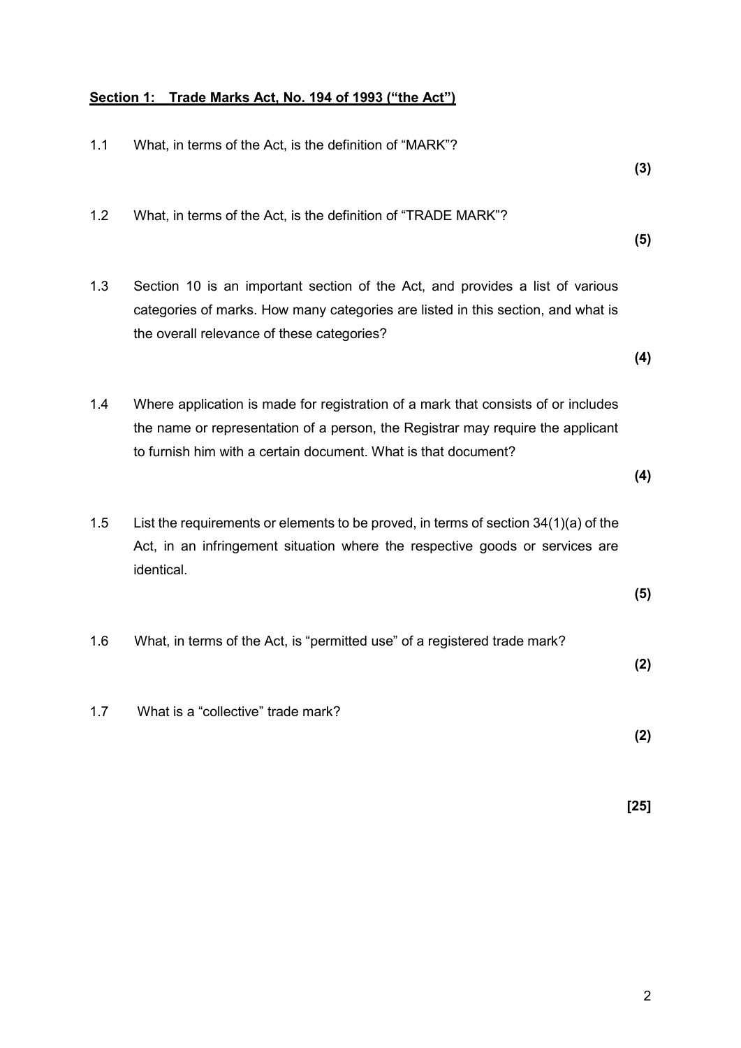**<u>Section 1: Trade Marks Act, No. 194 of 1993 ("the Act")</u>**

1.1 What, in terms of the Act, is the definition of "MARK"?

**(3)**

1.2 What, in terms of the Act, is the definition of "TRADE MARK"?

**(5)**

1.3 Section 10 is an important section of the Act, and provides a list of various categories of marks. How many categories are listed in this section, and what is the overall relevance of these categories?

**(4)**

1.4 Where application is made for registration of a mark that consists of or includes the name or representation of a person, the Registrar may require the applicant to furnish him with a certain document. What is that document?

**(4)**

1.5 List the requirements or elements to be proved, in terms of section 34(1)(a) of the Act, in an infringement situation where the respective goods or services are identical.

**(5)**

1.6 What, in terms of the Act, is "permitted use" of a registered trade mark?

**(2)**

1.7 What is a "collective" trade mark?

**(2)**

**[25]**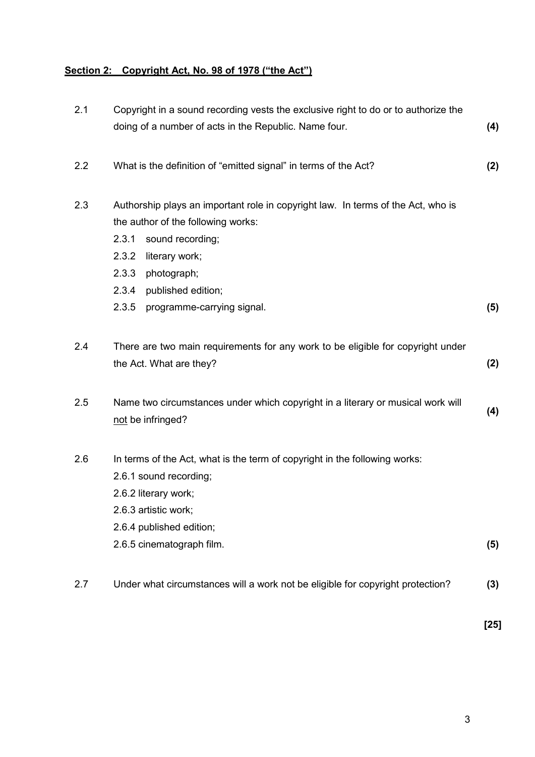## Section 2: Copyright Act, No. 98 of 1978 ("the Act")

2.1 Copyright in a sound recording vests the exclusive right to do or to authorize the doing of a number of acts in the Republic. Name four. **(4)**

2.2 What is the definition of "emitted signal" in terms of the Act? **(2)**

2.3 Authorship plays an important role in copyright law. In terms of the Act, who is the author of the following works:

- 2.3.1 sound recording;
- 2.3.2 literary work;
- 2.3.3 photograph;
- 2.3.4 published edition;
- 2.3.5 programme-carrying signal. **(5)**

2.4 There are two main requirements for any work to be eligible for copyright under the Act. What are they? **(2)**

2.5 Name two circumstances under which copyright in a literary or musical work will not be infringed? **(4)**

2.6 In terms of the Act, what is the term of copyright in the following works:

- 2.6.1 sound recording;
- 2.6.2 literary work;
- 2.6.3 artistic work;
- 2.6.4 published edition;
- 2.6.5 cinematograph film. **(5)**

2.7 Under what circumstances will a work not be eligible for copyright protection? **(3)**

**[25]**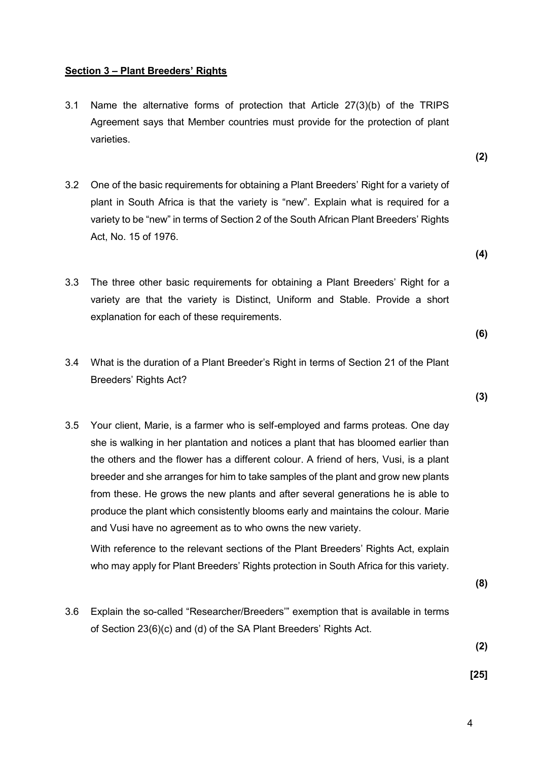## Section 3 – Plant Breeders' Rights

3.1 Name the alternative forms of protection that Article 27(3)(b) of the TRIPS Agreement says that Member countries must provide for the protection of plant varieties.

**(2)**

3.2 One of the basic requirements for obtaining a Plant Breeders' Right for a variety of plant in South Africa is that the variety is "new". Explain what is required for a variety to be "new" in terms of Section 2 of the South African Plant Breeders' Rights Act, No. 15 of 1976.

**(4)**

3.3 The three other basic requirements for obtaining a Plant Breeders' Right for a variety are that the variety is Distinct, Uniform and Stable. Provide a short explanation for each of these requirements.

**(6)**

3.4 What is the duration of a Plant Breeder's Right in terms of Section 21 of the Plant Breeders' Rights Act?

**(3)**

3.5 Your client, Marie, is a farmer who is self-employed and farms proteas. One day she is walking in her plantation and notices a plant that has bloomed earlier than the others and the flower has a different colour. A friend of hers, Vusi, is a plant breeder and she arranges for him to take samples of the plant and grow new plants from these. He grows the new plants and after several generations he is able to produce the plant which consistently blooms early and maintains the colour. Marie and Vusi have no agreement as to who owns the new variety.

With reference to the relevant sections of the Plant Breeders' Rights Act, explain who may apply for Plant Breeders' Rights protection in South Africa for this variety.

**(8)**

3.6 Explain the so-called "Researcher/Breeders'" exemption that is available in terms of Section 23(6)(c) and (d) of the SA Plant Breeders' Rights Act.

**(2)**

**[25]**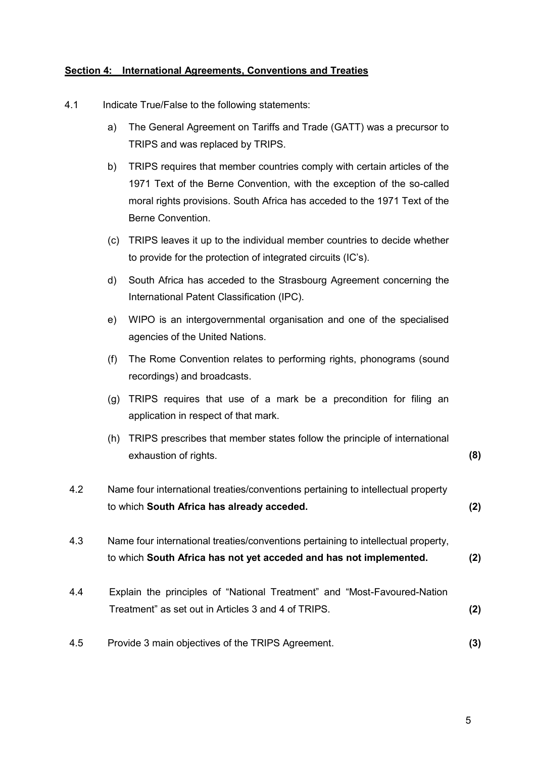## Section 4: International Agreements, Conventions and Treaties

4.1 Indicate True/False to the following statements:

a) The General Agreement on Tariffs and Trade (GATT) was a precursor to TRIPS and was replaced by TRIPS.

b) TRIPS requires that member countries comply with certain articles of the 1971 Text of the Berne Convention, with the exception of the so-called moral rights provisions. South Africa has acceded to the 1971 Text of the Berne Convention.

(c) TRIPS leaves it up to the individual member countries to decide whether to provide for the protection of integrated circuits (IC's).

d) South Africa has acceded to the Strasbourg Agreement concerning the International Patent Classification (IPC).

e) WIPO is an intergovernmental organisation and one of the specialised agencies of the United Nations.

(f) The Rome Convention relates to performing rights, phonograms (sound recordings) and broadcasts.

(g) TRIPS requires that use of a mark be a precondition for filing an application in respect of that mark.

(h) TRIPS prescribes that member states follow the principle of international exhaustion of rights. **(8)**

4.2 Name four international treaties/conventions pertaining to intellectual property to which **South Africa has already acceded.** **(2)**

4.3 Name four international treaties/conventions pertaining to intellectual property, to which **South Africa has not yet acceded and has not implemented.** **(2)**

4.4 Explain the principles of "National Treatment" and "Most-Favoured-Nation Treatment" as set out in Articles 3 and 4 of TRIPS. **(2)**

4.5 Provide 3 main objectives of the TRIPS Agreement. **(3)**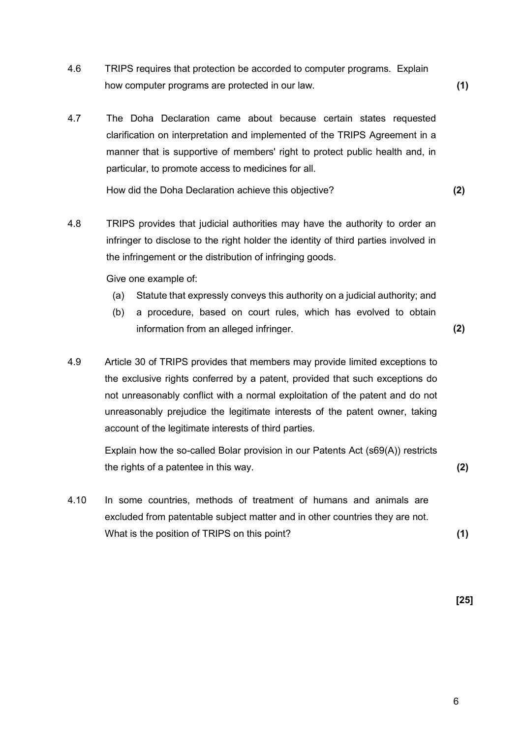4.6 TRIPS requires that protection be accorded to computer programs. Explain how computer programs are protected in our law. **(1)**

4.7 The Doha Declaration came about because certain states requested clarification on interpretation and implemented of the TRIPS Agreement in a manner that is supportive of members' right to protect public health and, in particular, to promote access to medicines for all.

How did the Doha Declaration achieve this objective? **(2)**

4.8 TRIPS provides that judicial authorities may have the authority to order an infringer to disclose to the right holder the identity of third parties involved in the infringement or the distribution of infringing goods.

Give one example of:

(a) Statute that expressly conveys this authority on a judicial authority; and

(b) a procedure, based on court rules, which has evolved to obtain information from an alleged infringer. **(2)**

4.9 Article 30 of TRIPS provides that members may provide limited exceptions to the exclusive rights conferred by a patent, provided that such exceptions do not unreasonably conflict with a normal exploitation of the patent and do not unreasonably prejudice the legitimate interests of the patent owner, taking account of the legitimate interests of third parties.

Explain how the so-called Bolar provision in our Patents Act (s69(A)) restricts the rights of a patentee in this way. **(2)**

4.10 In some countries, methods of treatment of humans and animals are excluded from patentable subject matter and in other countries they are not. What is the position of TRIPS on this point? **(1)**

**[25]**